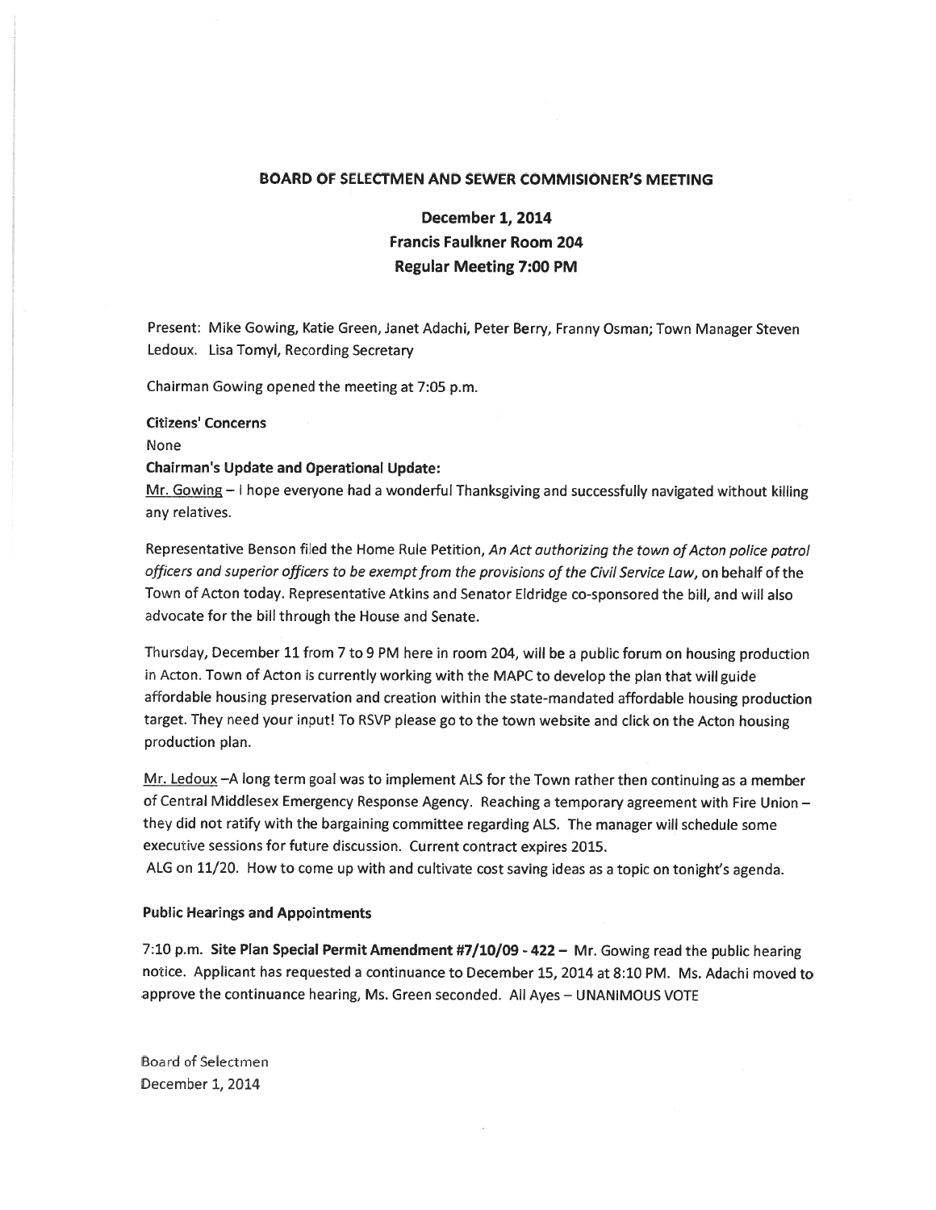# BOARD OF SELECTMEN AND SEWER COMMISIONER'S MEETING

## December 1, 2014
## Francis Faulkner Room 204
## Regular Meeting 7:00 PM

Present: Mike Gowing, Katie Green, Janet Adachi, Peter Berry, Franny Osman; Town Manager Steven Ledoux. Lisa Tomyl, Recording Secretary

Chairman Gowing opened the meeting at 7:05 p.m.

**Citizens' Concerns**

None

**Chairman's Update and Operational Update:**

Mr. Gowing – I hope everyone had a wonderful Thanksgiving and successfully navigated without killing any relatives.

Representative Benson filed the Home Rule Petition, *An Act authorizing the town of Acton police patrol officers and superior officers to be exempt from the provisions of the Civil Service Law*, on behalf of the Town of Acton today. Representative Atkins and Senator Eldridge co-sponsored the bill, and will also advocate for the bill through the House and Senate.

Thursday, December 11 from 7 to 9 PM here in room 204, will be a public forum on housing production in Acton. Town of Acton is currently working with the MAPC to develop the plan that will guide affordable housing preservation and creation within the state-mandated affordable housing production target. They need your input! To RSVP please go to the town website and click on the Acton housing production plan.

Mr. Ledoux –A long term goal was to implement ALS for the Town rather then continuing as a member of Central Middlesex Emergency Response Agency. Reaching a temporary agreement with Fire Union – they did not ratify with the bargaining committee regarding ALS. The manager will schedule some executive sessions for future discussion. Current contract expires 2015.

ALG on 11/20. How to come up with and cultivate cost saving ideas as a topic on tonight's agenda.

**Public Hearings and Appointments**

7:10 p.m. **Site Plan Special Permit Amendment #7/10/09 - 422 –** Mr. Gowing read the public hearing notice. Applicant has requested a continuance to December 15, 2014 at 8:10 PM. Ms. Adachi moved to approve the continuance hearing, Ms. Green seconded. All Ayes – UNANIMOUS VOTE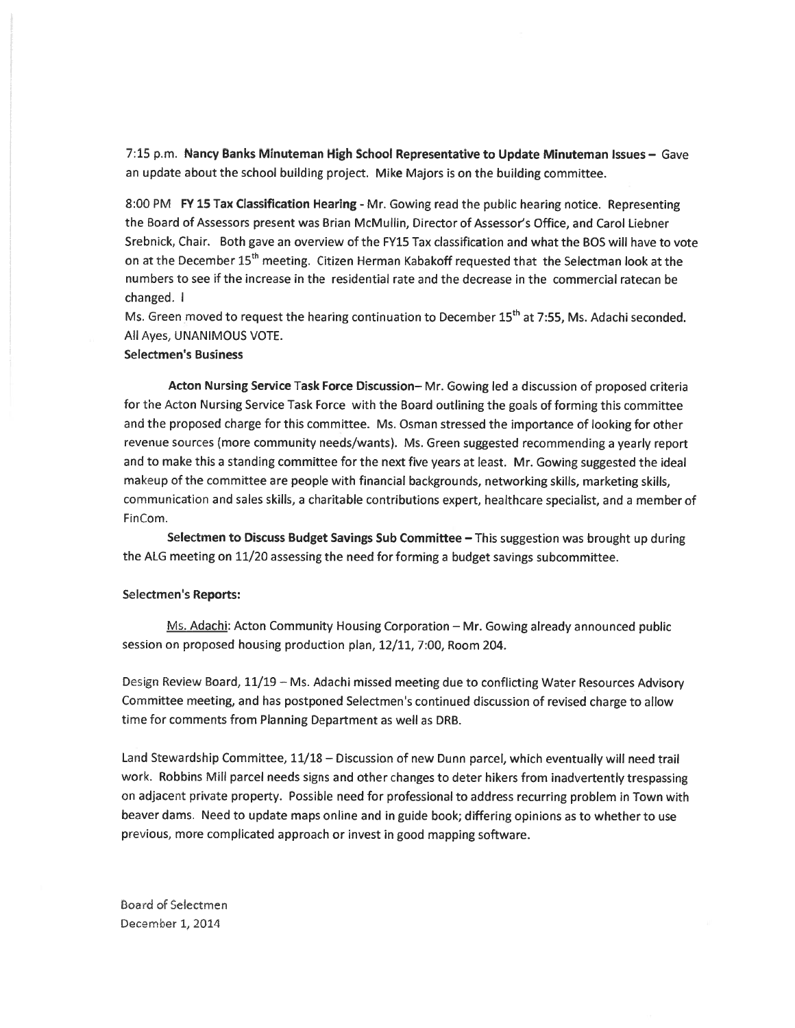7:15 p.m. **Nancy Banks Minuteman High School Representative to Update Minuteman Issues –** Gave an update about the school building project. Mike Majors is on the building committee.

8:00 PM **FY 15 Tax Classification Hearing** - Mr. Gowing read the public hearing notice. Representing the Board of Assessors present was Brian McMullin, Director of Assessor's Office, and Carol Liebner Srebnick, Chair. Both gave an overview of the FY15 Tax classification and what the BOS will have to vote on at the December 15th meeting. Citizen Herman Kabakoff requested that the Selectman look at the numbers to see if the increase in the residential rate and the decrease in the commercial ratecan be changed. I

Ms. Green moved to request the hearing continuation to December 15th at 7:55, Ms. Adachi seconded. All Ayes, UNANIMOUS VOTE.

**Selectmen's Business**

**Acton Nursing Service Task Force Discussion–** Mr. Gowing led a discussion of proposed criteria for the Acton Nursing Service Task Force with the Board outlining the goals of forming this committee and the proposed charge for this committee. Ms. Osman stressed the importance of looking for other revenue sources (more community needs/wants). Ms. Green suggested recommending a yearly report and to make this a standing committee for the next five years at least. Mr. Gowing suggested the ideal makeup of the committee are people with financial backgrounds, networking skills, marketing skills, communication and sales skills, a charitable contributions expert, healthcare specialist, and a member of FinCom.

**Selectmen to Discuss Budget Savings Sub Committee –** This suggestion was brought up during the ALG meeting on 11/20 assessing the need for forming a budget savings subcommittee.

**Selectmen's Reports:**

Ms. Adachi: Acton Community Housing Corporation – Mr. Gowing already announced public session on proposed housing production plan, 12/11, 7:00, Room 204.

Design Review Board, 11/19 – Ms. Adachi missed meeting due to conflicting Water Resources Advisory Committee meeting, and has postponed Selectmen's continued discussion of revised charge to allow time for comments from Planning Department as well as DRB.

Land Stewardship Committee, 11/18 – Discussion of new Dunn parcel, which eventually will need trail work. Robbins Mill parcel needs signs and other changes to deter hikers from inadvertently trespassing on adjacent private property. Possible need for professional to address recurring problem in Town with beaver dams. Need to update maps online and in guide book; differing opinions as to whether to use previous, more complicated approach or invest in good mapping software.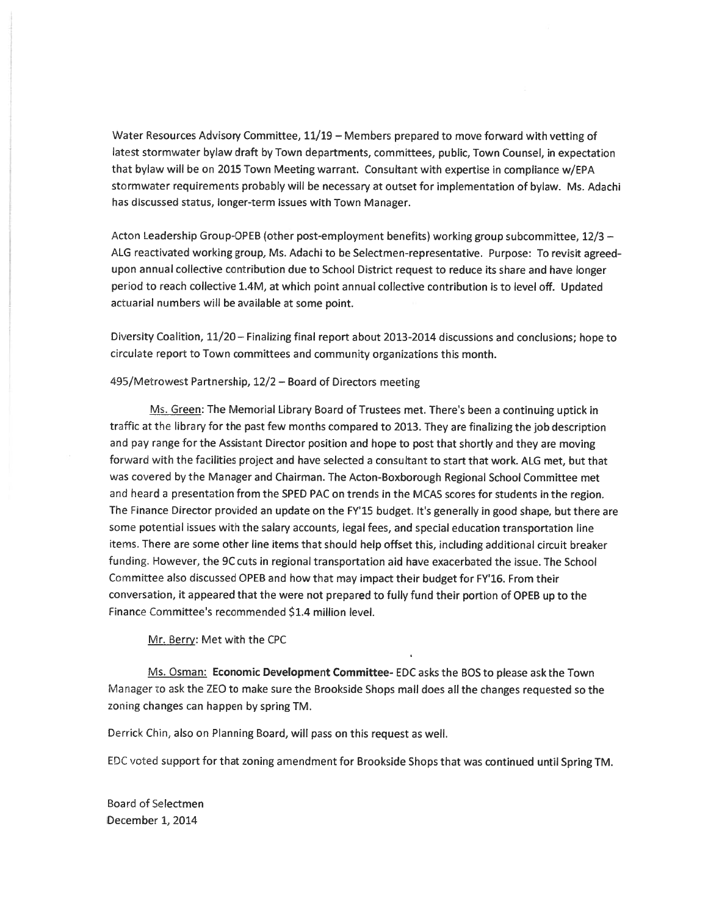Water Resources Advisory Committee, 11/19 – Members prepared to move forward with vetting of latest stormwater bylaw draft by Town departments, committees, public, Town Counsel, in expectation that bylaw will be on 2015 Town Meeting warrant. Consultant with expertise in compliance w/EPA stormwater requirements probably will be necessary at outset for implementation of bylaw. Ms. Adachi has discussed status, longer-term issues with Town Manager.

Acton Leadership Group-OPEB (other post-employment benefits) working group subcommittee, 12/3 – ALG reactivated working group, Ms. Adachi to be Selectmen-representative. Purpose: To revisit agreed-upon annual collective contribution due to School District request to reduce its share and have longer period to reach collective 1.4M, at which point annual collective contribution is to level off. Updated actuarial numbers will be available at some point.

Diversity Coalition, 11/20 – Finalizing final report about 2013-2014 discussions and conclusions; hope to circulate report to Town committees and community organizations this month.

495/Metrowest Partnership, 12/2 – Board of Directors meeting

Ms. Green: The Memorial Library Board of Trustees met. There's been a continuing uptick in traffic at the library for the past few months compared to 2013. They are finalizing the job description and pay range for the Assistant Director position and hope to post that shortly and they are moving forward with the facilities project and have selected a consultant to start that work. ALG met, but that was covered by the Manager and Chairman. The Acton-Boxborough Regional School Committee met and heard a presentation from the SPED PAC on trends in the MCAS scores for students in the region. The Finance Director provided an update on the FY'15 budget. It's generally in good shape, but there are some potential issues with the salary accounts, legal fees, and special education transportation line items. There are some other line items that should help offset this, including additional circuit breaker funding. However, the 9C cuts in regional transportation aid have exacerbated the issue. The School Committee also discussed OPEB and how that may impact their budget for FY'16. From their conversation, it appeared that the were not prepared to fully fund their portion of OPEB up to the Finance Committee's recommended $1.4 million level.

Mr. Berry: Met with the CPC

Ms. Osman: **Economic Development Committee**- EDC asks the BOS to please ask the Town Manager to ask the ZEO to make sure the Brookside Shops mall does all the changes requested so the zoning changes can happen by spring TM.

Derrick Chin, also on Planning Board, will pass on this request as well.

EDC voted support for that zoning amendment for Brookside Shops that was continued until Spring TM.

Board of Selectmen
December 1, 2014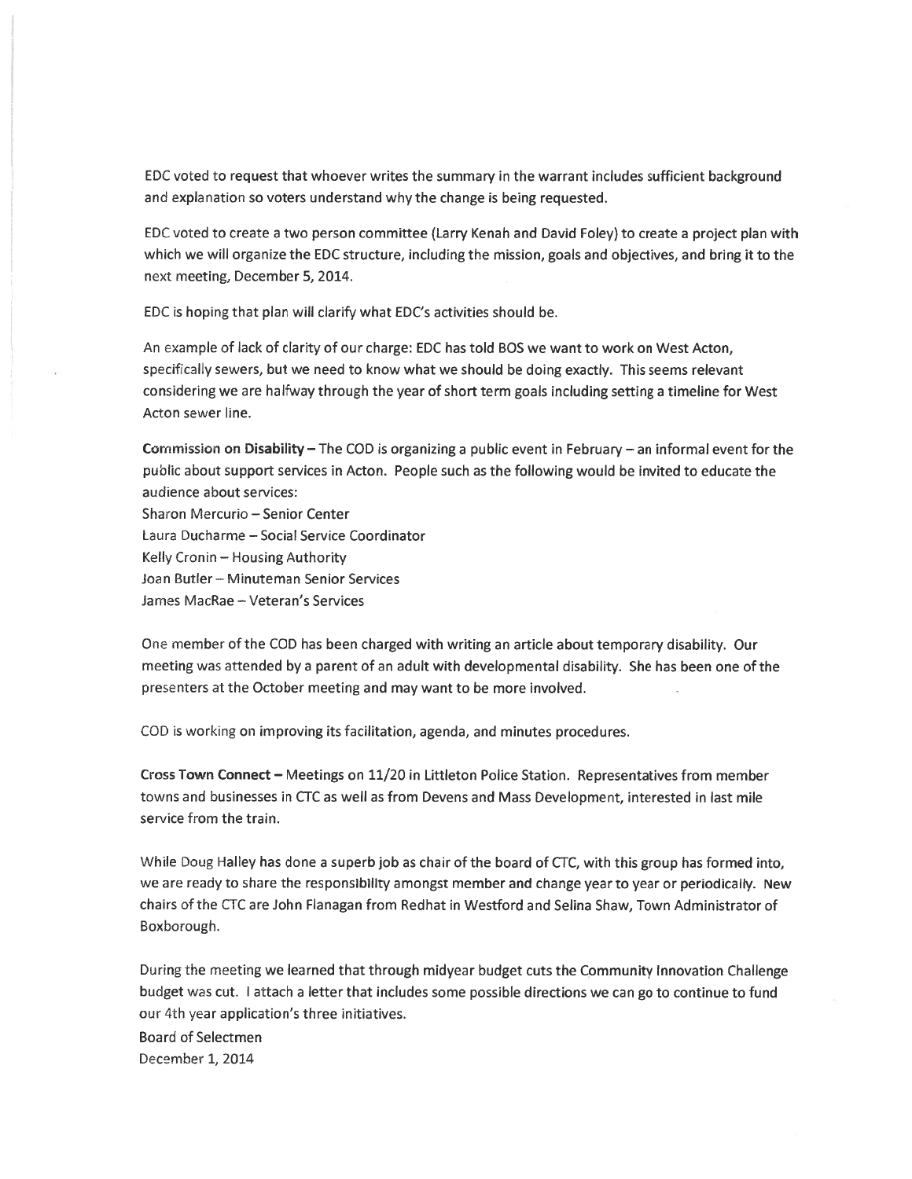EDC voted to request that whoever writes the summary in the warrant includes sufficient background and explanation so voters understand why the change is being requested.

EDC voted to create a two person committee (Larry Kenah and David Foley) to create a project plan with which we will organize the EDC structure, including the mission, goals and objectives, and bring it to the next meeting, December 5, 2014.

EDC is hoping that plan will clarify what EDC's activities should be.

An example of lack of clarity of our charge: EDC has told BOS we want to work on West Acton, specifically sewers, but we need to know what we should be doing exactly. This seems relevant considering we are halfway through the year of short term goals including setting a timeline for West Acton sewer line.

**Commission on Disability** – The COD is organizing a public event in February – an informal event for the public about support services in Acton. People such as the following would be invited to educate the audience about services:

Sharon Mercurio – Senior Center
Laura Ducharme – Social Service Coordinator
Kelly Cronin – Housing Authority
Joan Butler – Minuteman Senior Services
James MacRae – Veteran's Services

One member of the COD has been charged with writing an article about temporary disability. Our meeting was attended by a parent of an adult with developmental disability. She has been one of the presenters at the October meeting and may want to be more involved.

COD is working on improving its facilitation, agenda, and minutes procedures.

**Cross Town Connect** – Meetings on 11/20 in Littleton Police Station. Representatives from member towns and businesses in CTC as well as from Devens and Mass Development, interested in last mile service from the train.

While Doug Halley has done a superb job as chair of the board of CTC, with this group has formed into, we are ready to share the responsibility amongst member and change year to year or periodically. New chairs of the CTC are John Flanagan from Redhat in Westford and Selina Shaw, Town Administrator of Boxborough.

During the meeting we learned that through midyear budget cuts the Community Innovation Challenge budget was cut. I attach a letter that includes some possible directions we can go to continue to fund our 4th year application's three initiatives.

Board of Selectmen
December 1, 2014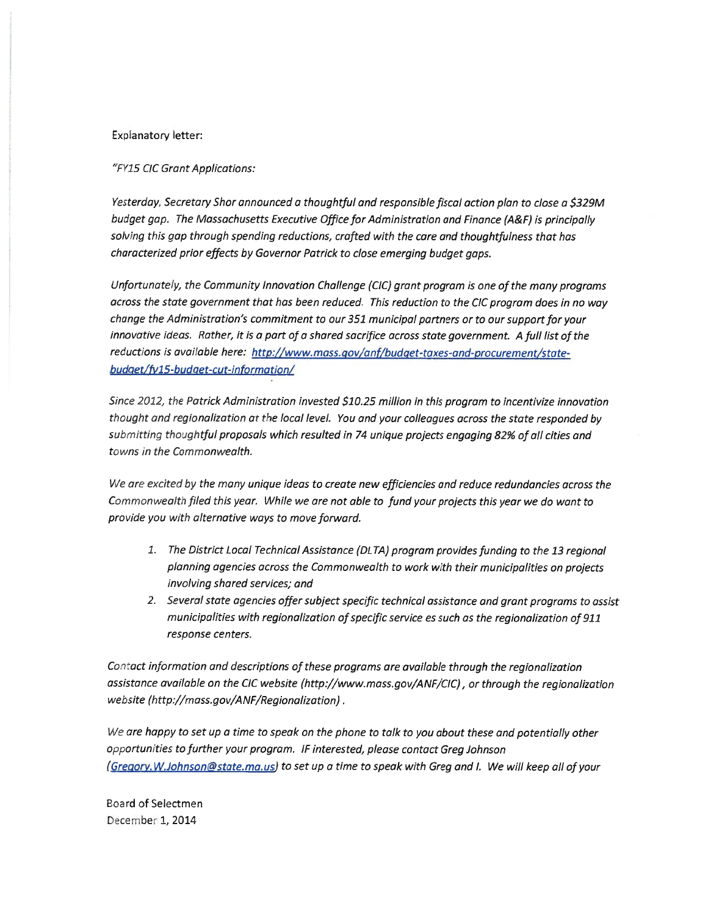Explanatory letter:

*"FY15 CIC Grant Applications:*

*Yesterday, Secretary Shor announced a thoughtful and responsible fiscal action plan to close a $329M budget gap. The Massachusetts Executive Office for Administration and Finance (A&F) is principally solving this gap through spending reductions, crafted with the care and thoughtfulness that has characterized prior effects by Governor Patrick to close emerging budget gaps.*

*Unfortunately, the Community Innovation Challenge (CIC) grant program is one of the many programs across the state government that has been reduced. This reduction to the CIC program does in no way change the Administration's commitment to our 351 municipal partners or to our support for your innovative ideas. Rather, it is a part of a shared sacrifice across state government. A full list of the reductions is available here: http://www.mass.gov/anf/budget-taxes-and-procurement/state-budget/fy15-budget-cut-information/*

*Since 2012, the Patrick Administration invested $10.25 million in this program to incentivize innovation thought and regionalization at the local level. You and your colleagues across the state responded by submitting thoughtful proposals which resulted in 74 unique projects engaging 82% of all cities and towns in the Commonwealth.*

*We are excited by the many unique ideas to create new efficiencies and reduce redundancies across the Commonwealth filed this year. While we are not able to fund your projects this year we do want to provide you with alternative ways to move forward.*

1. *The District Local Technical Assistance (DLTA) program provides funding to the 13 regional planning agencies across the Commonwealth to work with their municipalities on projects involving shared services; and*
2. *Several state agencies offer subject specific technical assistance and grant programs to assist municipalities with regionalization of specific service es such as the regionalization of 911 response centers.*

*Contact information and descriptions of these programs are available through the regionalization assistance available on the CIC website (http://www.mass.gov/ANF/CIC), or through the regionalization website (http://mass.gov/ANF/Regionalization).*

*We are happy to set up a time to speak on the phone to talk to you about these and potentially other opportunities to further your program. IF interested, please contact Greg Johnson (Gregory.W.Johnson@state.ma.us) to set up a time to speak with Greg and I. We will keep all of your*

Board of Selectmen
December 1, 2014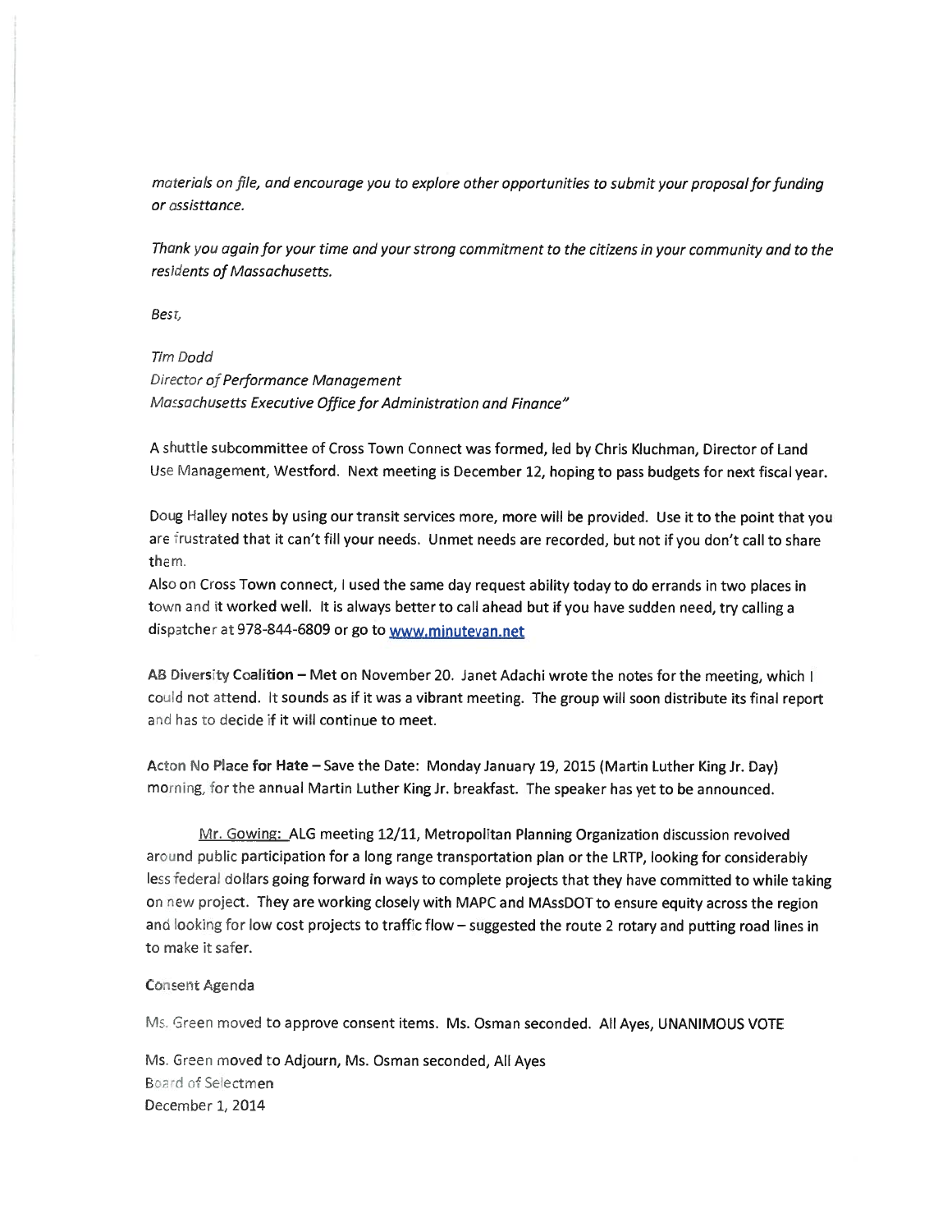*materials on file, and encourage you to explore other opportunities to submit your proposal for funding or assisttance.*

*Thank you again for your time and your strong commitment to the citizens in your community and to the residents of Massachusetts.*

*Best,*

*Tim Dodd*
*Director of Performance Management*
*Massachusetts Executive Office for Administration and Finance"*

A shuttle subcommittee of Cross Town Connect was formed, led by Chris Kluchman, Director of Land Use Management, Westford. Next meeting is December 12, hoping to pass budgets for next fiscal year.

Doug Halley notes by using our transit services more, more will be provided. Use it to the point that you are frustrated that it can't fill your needs. Unmet needs are recorded, but not if you don't call to share them.

Also on Cross Town connect, I used the same day request ability today to do errands in two places in town and it worked well. It is always better to call ahead but if you have sudden need, try calling a dispatcher at 978-844-6809 or go to www.minutevan.net

**AB Diversity Coalition** – Met on November 20. Janet Adachi wrote the notes for the meeting, which I could not attend. It sounds as if it was a vibrant meeting. The group will soon distribute its final report and has to decide if it will continue to meet.

**Acton No Place for Hate** – Save the Date: Monday January 19, 2015 (Martin Luther King Jr. Day) morning, for the annual Martin Luther King Jr. breakfast. The speaker has yet to be announced.

Mr. Gowing: ALG meeting 12/11, Metropolitan Planning Organization discussion revolved around public participation for a long range transportation plan or the LRTP, looking for considerably less federal dollars going forward in ways to complete projects that they have committed to while taking on new project. They are working closely with MAPC and MAssDOT to ensure equity across the region and looking for low cost projects to traffic flow – suggested the route 2 rotary and putting road lines in to make it safer.

Consent Agenda

Ms. Green moved to approve consent items. Ms. Osman seconded. All Ayes, UNANIMOUS VOTE

Ms. Green moved to Adjourn, Ms. Osman seconded, All Ayes
Board of Selectmen
December 1, 2014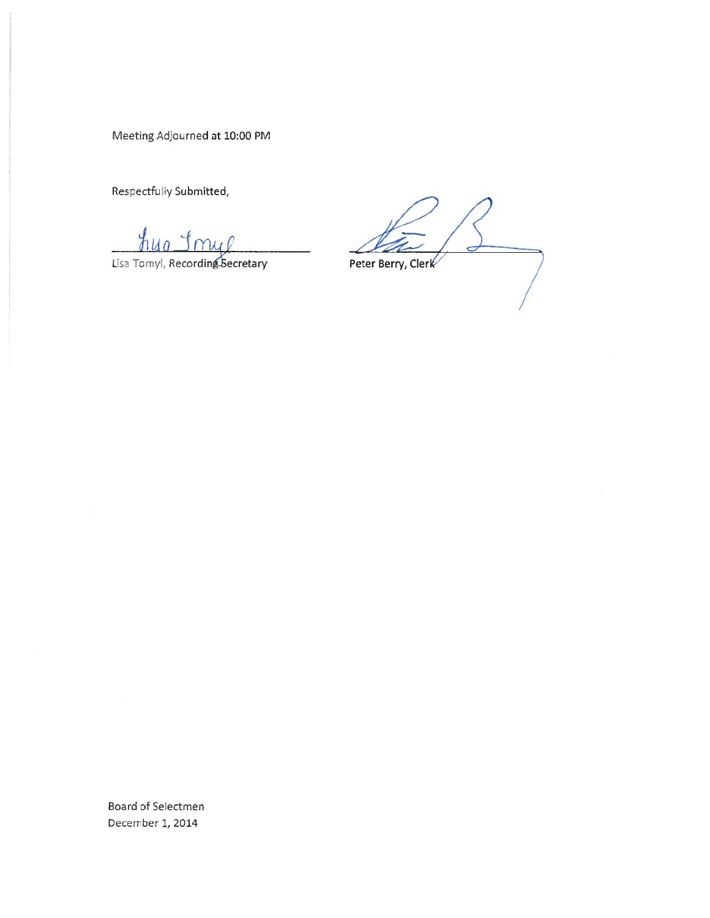Meeting Adjourned at 10:00 PM

Respectfully Submitted,

Lisa Tomyl, Recording Secretary

Peter Berry, Clerk

Board of Selectmen
December 1, 2014